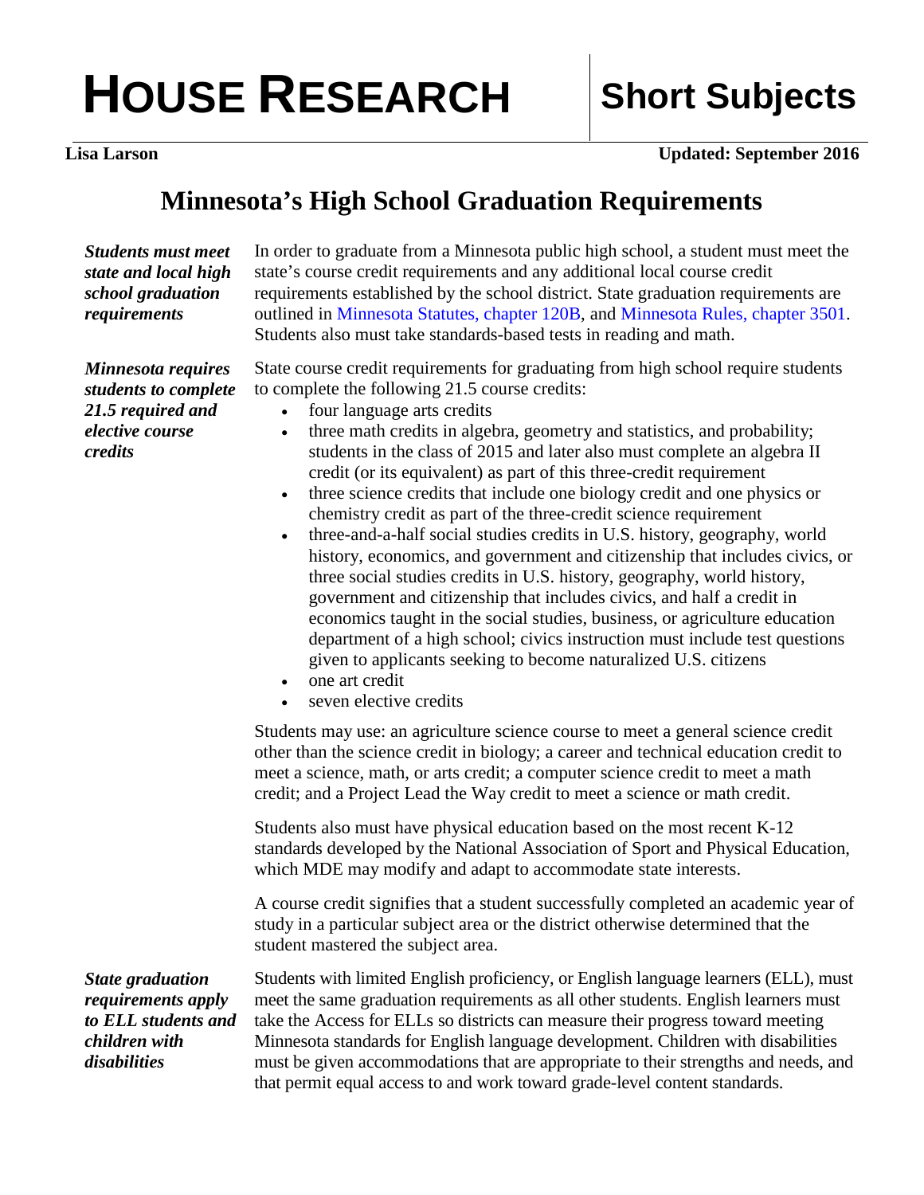# HOUSE RESEARCH — Short Subjects

**Lisa Larson** **Updated: September 2016**

## Minnesota's High School Graduation Requirements

***Students must meet state and local high school graduation requirements***

In order to graduate from a Minnesota public high school, a student must meet the state's course credit requirements and any additional local course credit requirements established by the school district. State graduation requirements are outlined in Minnesota Statutes, chapter 120B, and Minnesota Rules, chapter 3501. Students also must take standards-based tests in reading and math.

***Minnesota requires students to complete 21.5 required and elective course credits***

State course credit requirements for graduating from high school require students to complete the following 21.5 course credits:

- four language arts credits
- three math credits in algebra, geometry and statistics, and probability; students in the class of 2015 and later also must complete an algebra II credit (or its equivalent) as part of this three-credit requirement
- three science credits that include one biology credit and one physics or chemistry credit as part of the three-credit science requirement
- three-and-a-half social studies credits in U.S. history, geography, world history, economics, and government and citizenship that includes civics, or three social studies credits in U.S. history, geography, world history, government and citizenship that includes civics, and half a credit in economics taught in the social studies, business, or agriculture education department of a high school; civics instruction must include test questions given to applicants seeking to become naturalized U.S. citizens
- one art credit
- seven elective credits

Students may use: an agriculture science course to meet a general science credit other than the science credit in biology; a career and technical education credit to meet a science, math, or arts credit; a computer science credit to meet a math credit; and a Project Lead the Way credit to meet a science or math credit.

Students also must have physical education based on the most recent K-12 standards developed by the National Association of Sport and Physical Education, which MDE may modify and adapt to accommodate state interests.

A course credit signifies that a student successfully completed an academic year of study in a particular subject area or the district otherwise determined that the student mastered the subject area.

***State graduation requirements apply to ELL students and children with disabilities***

Students with limited English proficiency, or English language learners (ELL), must meet the same graduation requirements as all other students. English learners must take the Access for ELLs so districts can measure their progress toward meeting Minnesota standards for English language development. Children with disabilities must be given accommodations that are appropriate to their strengths and needs, and that permit equal access to and work toward grade-level content standards.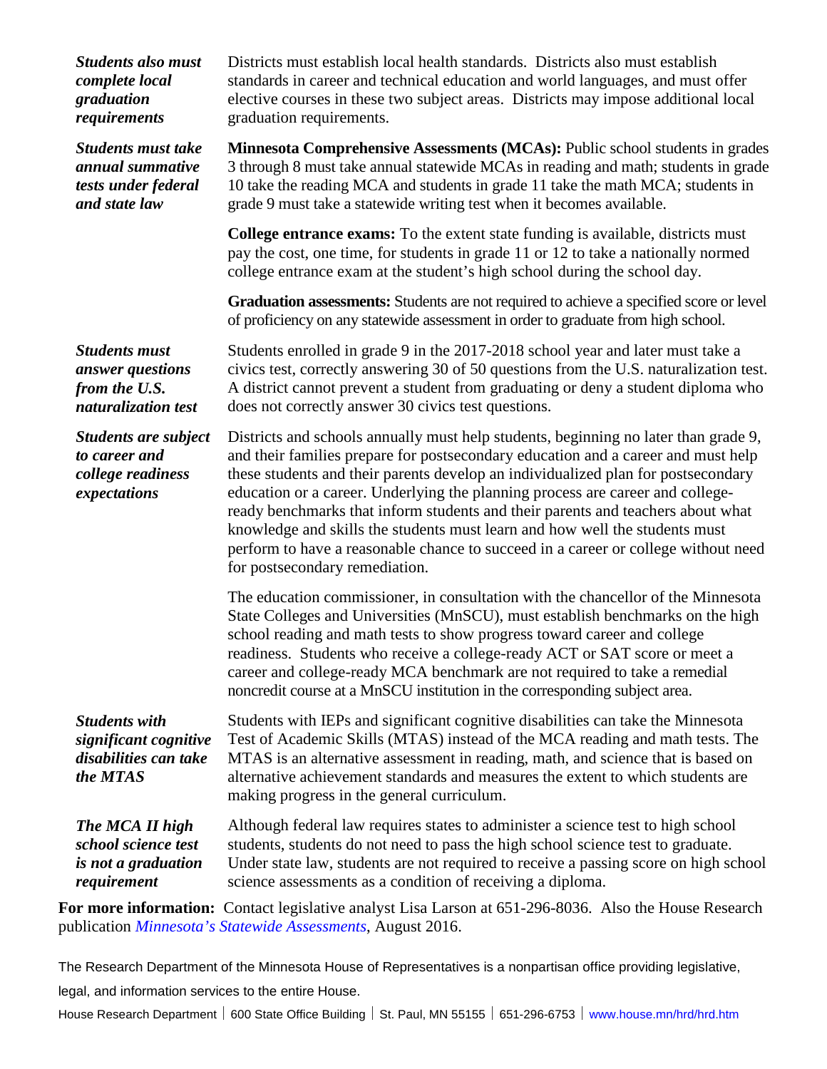***Students also must complete local graduation requirements***

Districts must establish local health standards. Districts also must establish standards in career and technical education and world languages, and must offer elective courses in these two subject areas. Districts may impose additional local graduation requirements.

***Students must take annual summative tests under federal and state law***

**Minnesota Comprehensive Assessments (MCAs):** Public school students in grades 3 through 8 must take annual statewide MCAs in reading and math; students in grade 10 take the reading MCA and students in grade 11 take the math MCA; students in grade 9 must take a statewide writing test when it becomes available.

**College entrance exams:** To the extent state funding is available, districts must pay the cost, one time, for students in grade 11 or 12 to take a nationally normed college entrance exam at the student's high school during the school day.

**Graduation assessments:** Students are not required to achieve a specified score or level of proficiency on any statewide assessment in order to graduate from high school.

***Students must answer questions from the U.S. naturalization test***

Students enrolled in grade 9 in the 2017-2018 school year and later must take a civics test, correctly answering 30 of 50 questions from the U.S. naturalization test. A district cannot prevent a student from graduating or deny a student diploma who does not correctly answer 30 civics test questions.

***Students are subject to career and college readiness expectations***

Districts and schools annually must help students, beginning no later than grade 9, and their families prepare for postsecondary education and a career and must help these students and their parents develop an individualized plan for postsecondary education or a career. Underlying the planning process are career and college-ready benchmarks that inform students and their parents and teachers about what knowledge and skills the students must learn and how well the students must perform to have a reasonable chance to succeed in a career or college without need for postsecondary remediation.

The education commissioner, in consultation with the chancellor of the Minnesota State Colleges and Universities (MnSCU), must establish benchmarks on the high school reading and math tests to show progress toward career and college readiness. Students who receive a college-ready ACT or SAT score or meet a career and college-ready MCA benchmark are not required to take a remedial noncredit course at a MnSCU institution in the corresponding subject area.

***Students with significant cognitive disabilities can take the MTAS***

Students with IEPs and significant cognitive disabilities can take the Minnesota Test of Academic Skills (MTAS) instead of the MCA reading and math tests. The MTAS is an alternative assessment in reading, math, and science that is based on alternative achievement standards and measures the extent to which students are making progress in the general curriculum.

***The MCA II high school science test is not a graduation requirement***

Although federal law requires states to administer a science test to high school students, students do not need to pass the high school science test to graduate. Under state law, students are not required to receive a passing score on high school science assessments as a condition of receiving a diploma.

**For more information:** Contact legislative analyst Lisa Larson at 651-296-8036. Also the House Research publication *Minnesota's Statewide Assessments*, August 2016.

The Research Department of the Minnesota House of Representatives is a nonpartisan office providing legislative, legal, and information services to the entire House.

House Research Department | 600 State Office Building | St. Paul, MN 55155 | 651-296-6753 | www.house.mn/hrd/hrd.htm